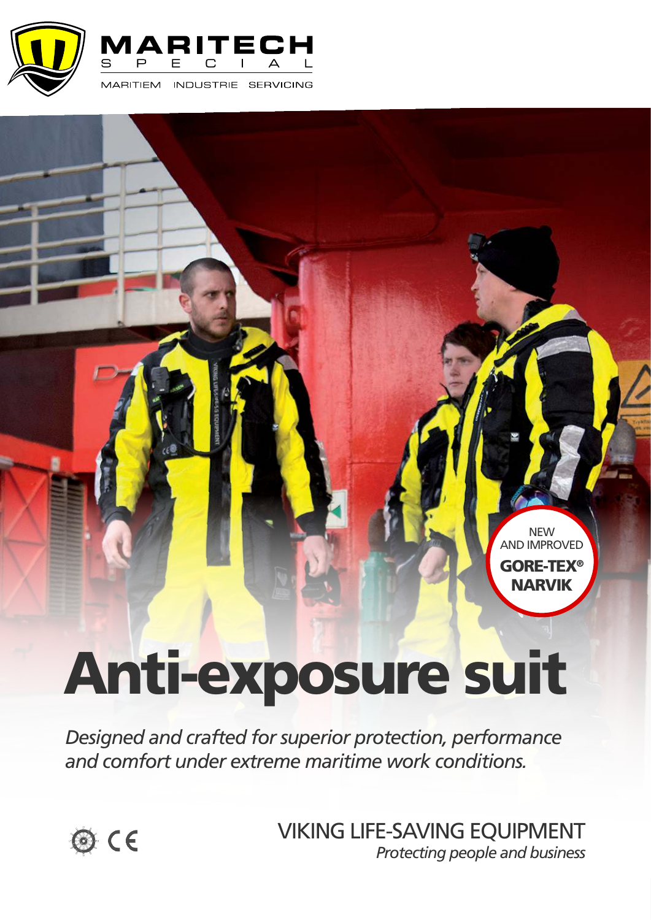MARITECH SPECIAL

MARITIEM INDUSTRIE SERVICING

NEW AND IMPROVED **GORE-TEX® NARVIK**

# Anti-exposure suit

*Designed and crafted for superior protection, performance and comfort under extreme maritime work conditions.*

VIKING LIFE-SAVING EQUIPMENT

*Protecting people and business*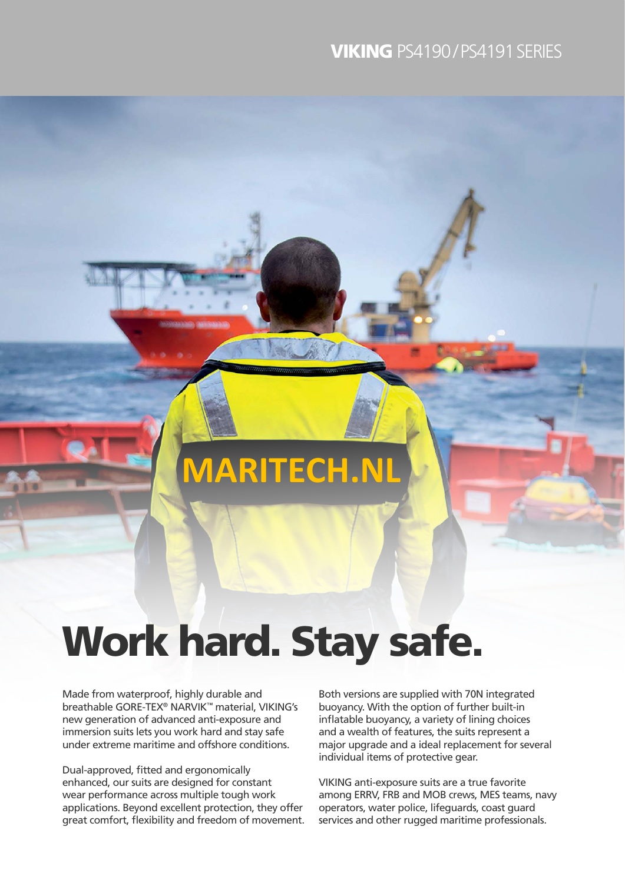**VIKING** PS4190 / PS4191 SERIES

MARITECH.NL

# Work hard. Stay safe.

Made from waterproof, highly durable and breathable GORE-TEX® NARVIK™ material, VIKING's new generation of advanced anti-exposure and immersion suits lets you work hard and stay safe under extreme maritime and offshore conditions.

Dual-approved, fitted and ergonomically enhanced, our suits are designed for constant wear performance across multiple tough work applications. Beyond excellent protection, they offer great comfort, flexibility and freedom of movement.

Both versions are supplied with 70N integrated buoyancy. With the option of further built-in inflatable buoyancy, a variety of lining choices and a wealth of features, the suits represent a major upgrade and a ideal replacement for several individual items of protective gear.

VIKING anti-exposure suits are a true favorite among ERRV, FRB and MOB crews, MES teams, navy operators, water police, lifeguards, coast guard services and other rugged maritime professionals.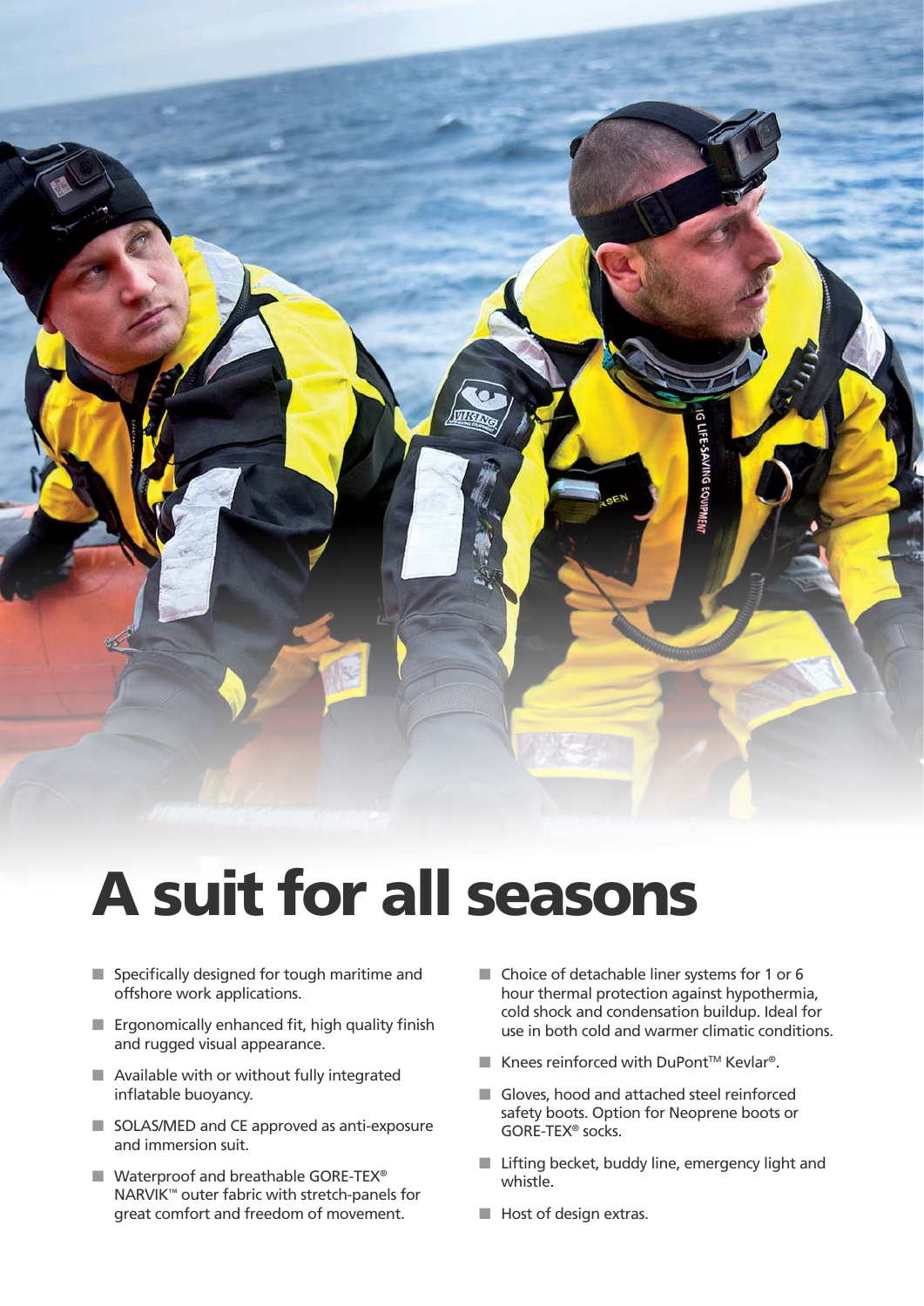# A suit for all seasons

- Specifically designed for tough maritime and offshore work applications.
- Ergonomically enhanced fit, high quality finish and rugged visual appearance.
- Available with or without fully integrated inflatable buoyancy.
- SOLAS/MED and CE approved as anti-exposure and immersion suit.
- Waterproof and breathable GORE-TEX® NARVIK™ outer fabric with stretch-panels for great comfort and freedom of movement.
- Choice of detachable liner systems for 1 or 6 hour thermal protection against hypothermia, cold shock and condensation buildup. Ideal for use in both cold and warmer climatic conditions.
- Knees reinforced with DuPont™ Kevlar®.
- Gloves, hood and attached steel reinforced safety boots. Option for Neoprene boots or GORE-TEX® socks.
- Lifting becket, buddy line, emergency light and whistle.
- Host of design extras.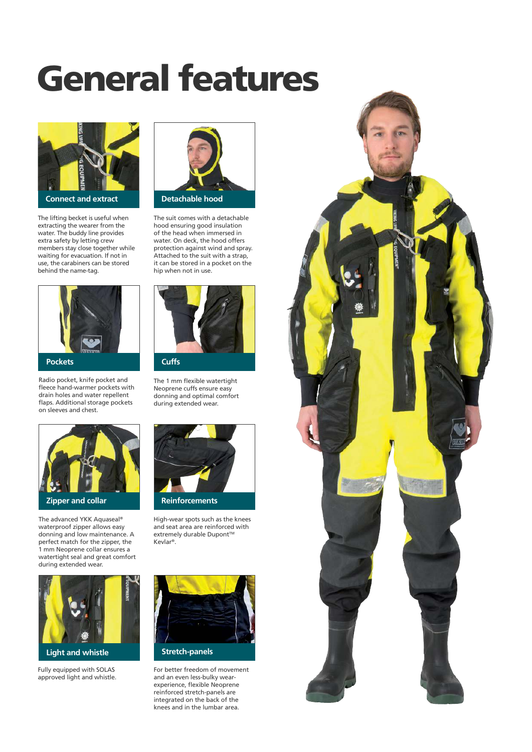# General features

## Connect and extract

The lifting becket is useful when extracting the wearer from the water. The buddy line provides extra safety by letting crew members stay close together while waiting for evacuation. If not in use, the carabiners can be stored behind the name-tag.

## Detachable hood

The suit comes with a detachable hood ensuring good insulation of the head when immersed in water. On deck, the hood offers protection against wind and spray. Attached to the suit with a strap, it can be stored in a pocket on the hip when not in use.

## Pockets

Radio pocket, knife pocket and fleece hand-warmer pockets with drain holes and water repellent flaps. Additional storage pockets on sleeves and chest.

## Cuffs

The 1 mm flexible watertight Neoprene cuffs ensure easy donning and optimal comfort during extended wear.

## Zipper and collar

The advanced YKK Aquaseal® waterproof zipper allows easy donning and low maintenance. A perfect match for the zipper, the 1 mm Neoprene collar ensures a watertight seal and great comfort during extended wear.

## Reinforcements

High-wear spots such as the knees and seat area are reinforced with extremely durable Dupont™ Kevlar®.

## Light and whistle

Fully equipped with SOLAS approved light and whistle.

## Stretch-panels

For better freedom of movement and an even less-bulky wear-experience, flexible Neoprene reinforced stretch-panels are integrated on the back of the knees and in the lumbar area.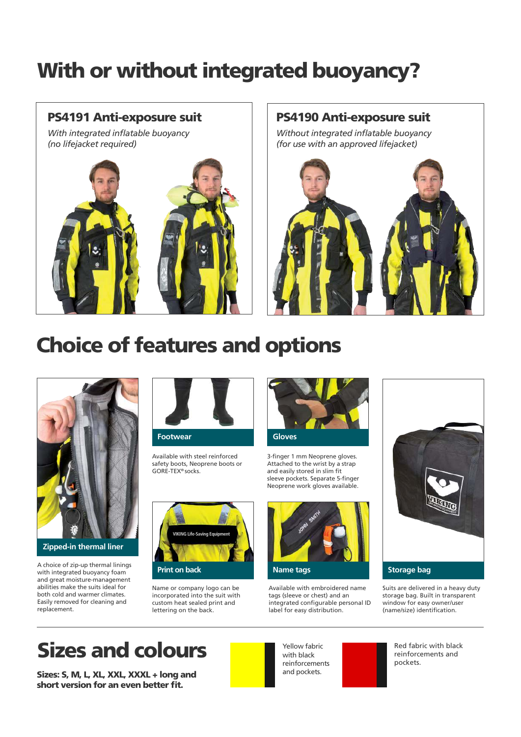# With or without integrated buoyancy?

## PS4191 Anti-exposure suit

*With integrated inflatable buoyancy (no lifejacket required)*

## PS4190 Anti-exposure suit

*Without integrated inflatable buoyancy (for use with an approved lifejacket)*

# Choice of features and options

### Zipped-in thermal liner

A choice of zip-up thermal linings with integrated buoyancy foam and great moisture-management abilities make the suits ideal for both cold and warmer climates. Easily removed for cleaning and replacement.

### Footwear

Available with steel reinforced safety boots, Neoprene boots or GORE-TEX® socks.

### Gloves

3-finger 1 mm Neoprene gloves. Attached to the wrist by a strap and easily stored in slim fit sleeve pockets. Separate 5-finger Neoprene work gloves available.

### Storage bag

Suits are delivered in a heavy duty storage bag. Built in transparent window for easy owner/user (name/size) identification.

### Print on back

Name or company logo can be incorporated into the suit with custom heat sealed print and lettering on the back.

### Name tags

Available with embroidered name tags (sleeve or chest) and an integrated configurable personal ID label for easy distribution.

# Sizes and colours

**Sizes: S, M, L, XL, XXL, XXXL + long and short version for an even better fit.**

Yellow fabric with black reinforcements and pockets.

Red fabric with black reinforcements and pockets.